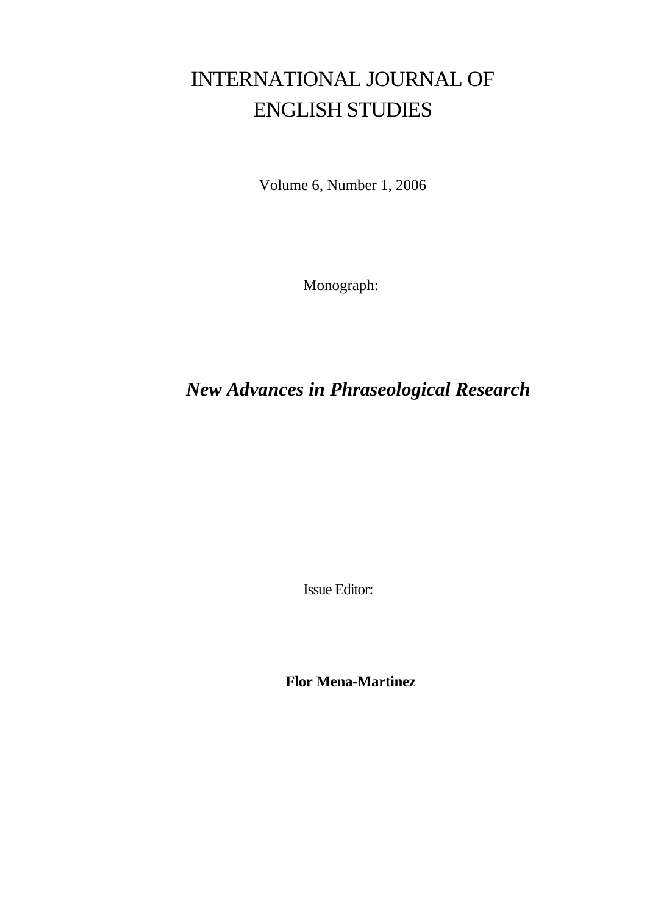# INTERNATIONAL JOURNAL OF ENGLISH STUDIES

Volume 6, Number 1, 2006

Monograph:

## *New Advances in Phraseological Research*

Issue Editor:

**Flor Mena-Martinez**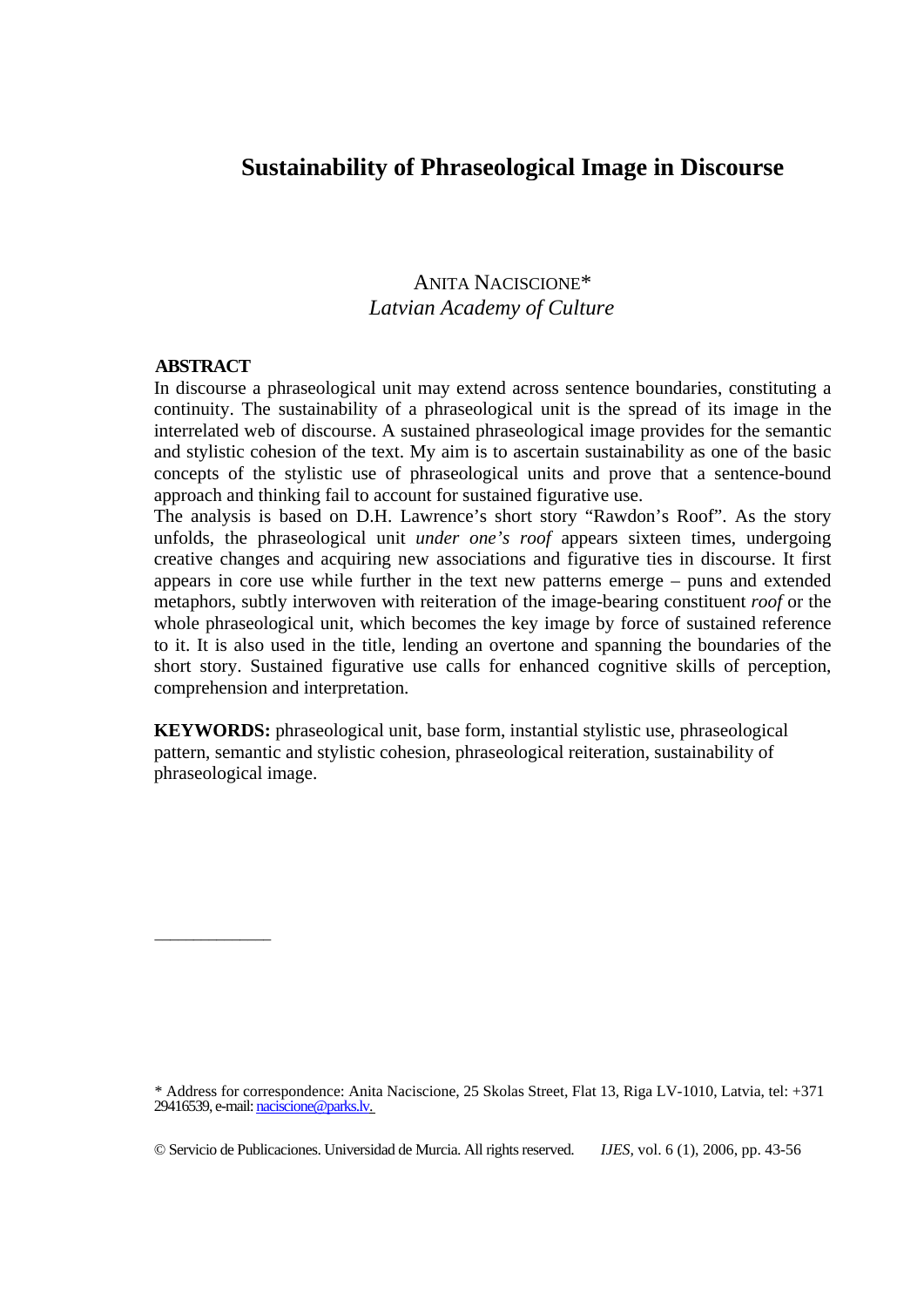# Sustainability of Phraseological Image in Discourse

ANITA NACISCIONE*
*Latvian Academy of Culture*

**ABSTRACT**

In discourse a phraseological unit may extend across sentence boundaries, constituting a continuity. The sustainability of a phraseological unit is the spread of its image in the interrelated web of discourse. A sustained phraseological image provides for the semantic and stylistic cohesion of the text. My aim is to ascertain sustainability as one of the basic concepts of the stylistic use of phraseological units and prove that a sentence-bound approach and thinking fail to account for sustained figurative use.

The analysis is based on D.H. Lawrence's short story "Rawdon's Roof". As the story unfolds, the phraseological unit *under one's roof* appears sixteen times, undergoing creative changes and acquiring new associations and figurative ties in discourse. It first appears in core use while further in the text new patterns emerge – puns and extended metaphors, subtly interwoven with reiteration of the image-bearing constituent *roof* or the whole phraseological unit, which becomes the key image by force of sustained reference to it. It is also used in the title, lending an overtone and spanning the boundaries of the short story. Sustained figurative use calls for enhanced cognitive skills of perception, comprehension and interpretation.

**KEYWORDS:** phraseological unit, base form, instantial stylistic use, phraseological pattern, semantic and stylistic cohesion, phraseological reiteration, sustainability of phraseological image.

---

* Address for correspondence: Anita Naciscione, 25 Skolas Street, Flat 13, Riga LV-1010, Latvia, tel: +371 29416539, e-mail: naciscione@parks.lv.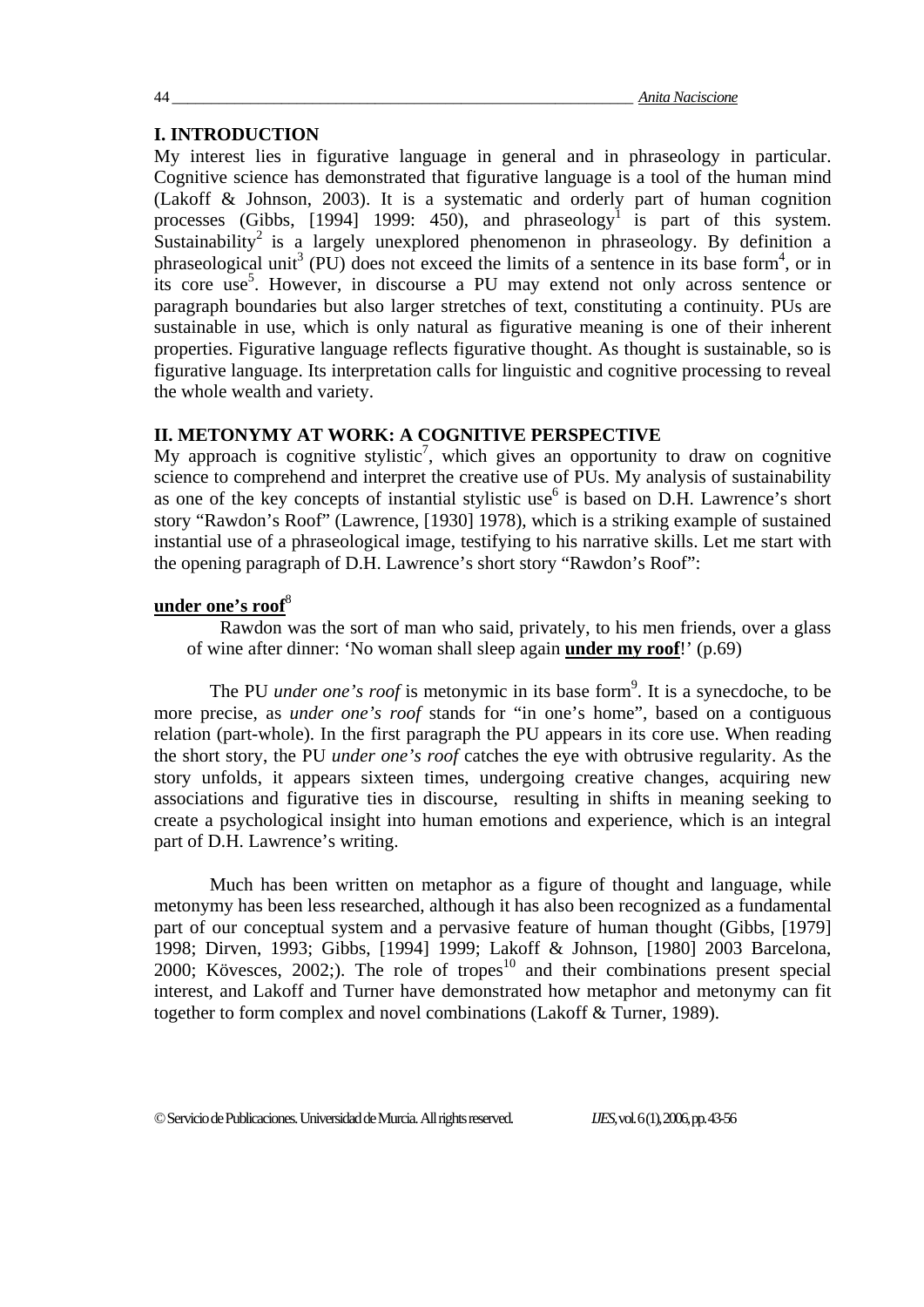## I. INTRODUCTION

My interest lies in figurative language in general and in phraseology in particular. Cognitive science has demonstrated that figurative language is a tool of the human mind (Lakoff & Johnson, 2003). It is a systematic and orderly part of human cognition processes (Gibbs, [1994] 1999: 450), and phraseology[1] is part of this system. Sustainability[2] is a largely unexplored phenomenon in phraseology. By definition a phraseological unit[3] (PU) does not exceed the limits of a sentence in its base form[4], or in its core use[5]. However, in discourse a PU may extend not only across sentence or paragraph boundaries but also larger stretches of text, constituting a continuity. PUs are sustainable in use, which is only natural as figurative meaning is one of their inherent properties. Figurative language reflects figurative thought. As thought is sustainable, so is figurative language. Its interpretation calls for linguistic and cognitive processing to reveal the whole wealth and variety.

## II. METONYMY AT WORK: A COGNITIVE PERSPECTIVE

My approach is cognitive stylistic[7], which gives an opportunity to draw on cognitive science to comprehend and interpret the creative use of PUs. My analysis of sustainability as one of the key concepts of instantial stylistic use[6] is based on D.H. Lawrence's short story "Rawdon's Roof" (Lawrence, [1930] 1978), which is a striking example of sustained instantial use of a phraseological image, testifying to his narrative skills. Let me start with the opening paragraph of D.H. Lawrence's short story "Rawdon's Roof":

**under one's roof**[8]

> Rawdon was the sort of man who said, privately, to his men friends, over a glass of wine after dinner: 'No woman shall sleep again **under my roof**!' (p.69)

The PU *under one's roof* is metonymic in its base form[9]. It is a synecdoche, to be more precise, as *under one's roof* stands for "in one's home", based on a contiguous relation (part-whole). In the first paragraph the PU appears in its core use. When reading the short story, the PU *under one's roof* catches the eye with obtrusive regularity. As the story unfolds, it appears sixteen times, undergoing creative changes, acquiring new associations and figurative ties in discourse, resulting in shifts in meaning seeking to create a psychological insight into human emotions and experience, which is an integral part of D.H. Lawrence's writing.

Much has been written on metaphor as a figure of thought and language, while metonymy has been less researched, although it has also been recognized as a fundamental part of our conceptual system and a pervasive feature of human thought (Gibbs, [1979] 1998; Dirven, 1993; Gibbs, [1994] 1999; Lakoff & Johnson, [1980] 2003 Barcelona, 2000; Kövesces, 2002;). The role of tropes[10] and their combinations present special interest, and Lakoff and Turner have demonstrated how metaphor and metonymy can fit together to form complex and novel combinations (Lakoff & Turner, 1989).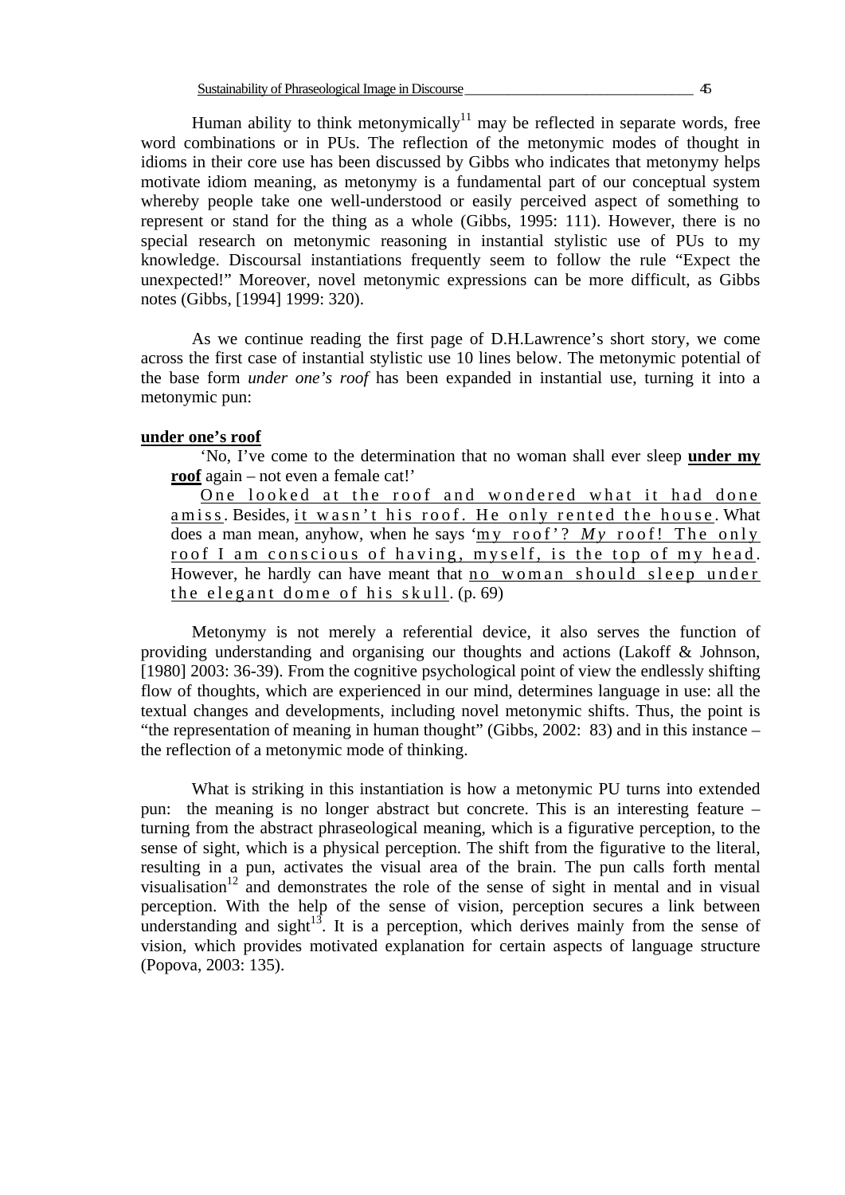Human ability to think metonymically[11] may be reflected in separate words, free word combinations or in PUs. The reflection of the metonymic modes of thought in idioms in their core use has been discussed by Gibbs who indicates that metonymy helps motivate idiom meaning, as metonymy is a fundamental part of our conceptual system whereby people take one well-understood or easily perceived aspect of something to represent or stand for the thing as a whole (Gibbs, 1995: 111). However, there is no special research on metonymic reasoning in instantial stylistic use of PUs to my knowledge. Discoursal instantiations frequently seem to follow the rule "Expect the unexpected!" Moreover, novel metonymic expressions can be more difficult, as Gibbs notes (Gibbs, [1994] 1999: 320).

As we continue reading the first page of D.H.Lawrence's short story, we come across the first case of instantial stylistic use 10 lines below. The metonymic potential of the base form *under one's roof* has been expanded in instantial use, turning it into a metonymic pun:

**<u>under one's roof</u>**

> 'No, I've come to the determination that no woman shall ever sleep **<u>under my roof</u>** again – not even a female cat!'
>
> <u>One looked at the roof and wondered what it had done amiss</u>. Besides, <u>it wasn't his roof. He only rented the house</u>. What does a man mean, anyhow, when he says '<u>my roof'? *My* roof! The only roof I am conscious of having, myself, is the top of my head</u>. However, he hardly can have meant that <u>no woman should sleep under the elegant dome of his skull</u>. (p. 69)

Metonymy is not merely a referential device, it also serves the function of providing understanding and organising our thoughts and actions (Lakoff & Johnson, [1980] 2003: 36-39). From the cognitive psychological point of view the endlessly shifting flow of thoughts, which are experienced in our mind, determines language in use: all the textual changes and developments, including novel metonymic shifts. Thus, the point is "the representation of meaning in human thought" (Gibbs, 2002: 83) and in this instance – the reflection of a metonymic mode of thinking.

What is striking in this instantiation is how a metonymic PU turns into extended pun: the meaning is no longer abstract but concrete. This is an interesting feature – turning from the abstract phraseological meaning, which is a figurative perception, to the sense of sight, which is a physical perception. The shift from the figurative to the literal, resulting in a pun, activates the visual area of the brain. The pun calls forth mental visualisation[12] and demonstrates the role of the sense of sight in mental and in visual perception. With the help of the sense of vision, perception secures a link between understanding and sight[13]. It is a perception, which derives mainly from the sense of vision, which provides motivated explanation for certain aspects of language structure (Popova, 2003: 135).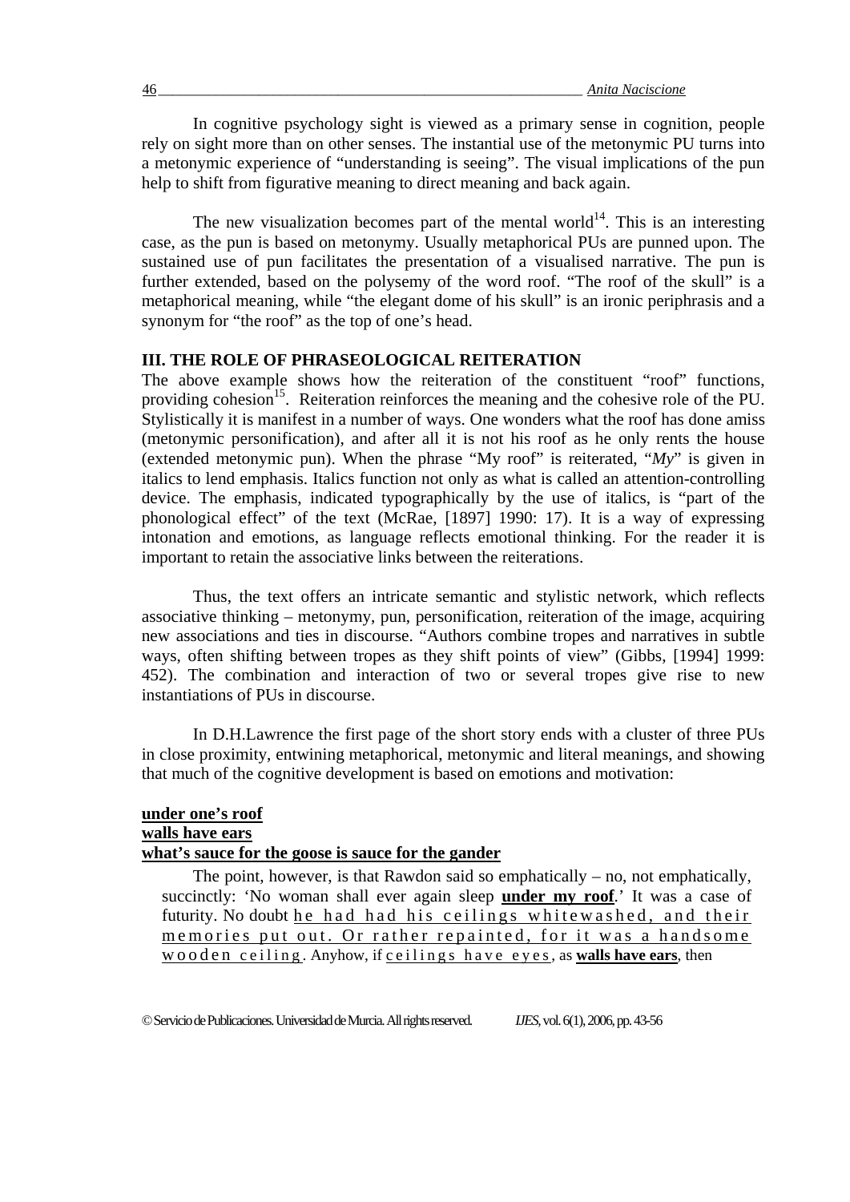In cognitive psychology sight is viewed as a primary sense in cognition, people rely on sight more than on other senses. The instantial use of the metonymic PU turns into a metonymic experience of "understanding is seeing". The visual implications of the pun help to shift from figurative meaning to direct meaning and back again.

The new visualization becomes part of the mental world[14]. This is an interesting case, as the pun is based on metonymy. Usually metaphorical PUs are punned upon. The sustained use of pun facilitates the presentation of a visualised narrative. The pun is further extended, based on the polysemy of the word roof. "The roof of the skull" is a metaphorical meaning, while "the elegant dome of his skull" is an ironic periphrasis and a synonym for "the roof" as the top of one's head.

## III. THE ROLE OF PHRASEOLOGICAL REITERATION

The above example shows how the reiteration of the constituent "roof" functions, providing cohesion[15]. Reiteration reinforces the meaning and the cohesive role of the PU. Stylistically it is manifest in a number of ways. One wonders what the roof has done amiss (metonymic personification), and after all it is not his roof as he only rents the house (extended metonymic pun). When the phrase "My roof" is reiterated, "*My*" is given in italics to lend emphasis. Italics function not only as what is called an attention-controlling device. The emphasis, indicated typographically by the use of italics, is "part of the phonological effect" of the text (McRae, [1897] 1990: 17). It is a way of expressing intonation and emotions, as language reflects emotional thinking. For the reader it is important to retain the associative links between the reiterations.

Thus, the text offers an intricate semantic and stylistic network, which reflects associative thinking – metonymy, pun, personification, reiteration of the image, acquiring new associations and ties in discourse. "Authors combine tropes and narratives in subtle ways, often shifting between tropes as they shift points of view" (Gibbs, [1994] 1999: 452). The combination and interaction of two or several tropes give rise to new instantiations of PUs in discourse.

In D.H.Lawrence the first page of the short story ends with a cluster of three PUs in close proximity, entwining metaphorical, metonymic and literal meanings, and showing that much of the cognitive development is based on emotions and motivation:

**<u>under one's roof</u>**
**<u>walls have ears</u>**
**<u>what's sauce for the goose is sauce for the gander</u>**

> The point, however, is that Rawdon said so emphatically – no, not emphatically, succinctly: 'No woman shall ever again sleep **<u>under my roof</u>**.' It was a case of futurity. No doubt <u>he had had his ceilings whitewashed, and their memories put out. Or rather repainted, for it was a handsome wooden ceiling</u>. Anyhow, if <u>ceilings have eyes</u>, as **<u>walls have ears</u>**, then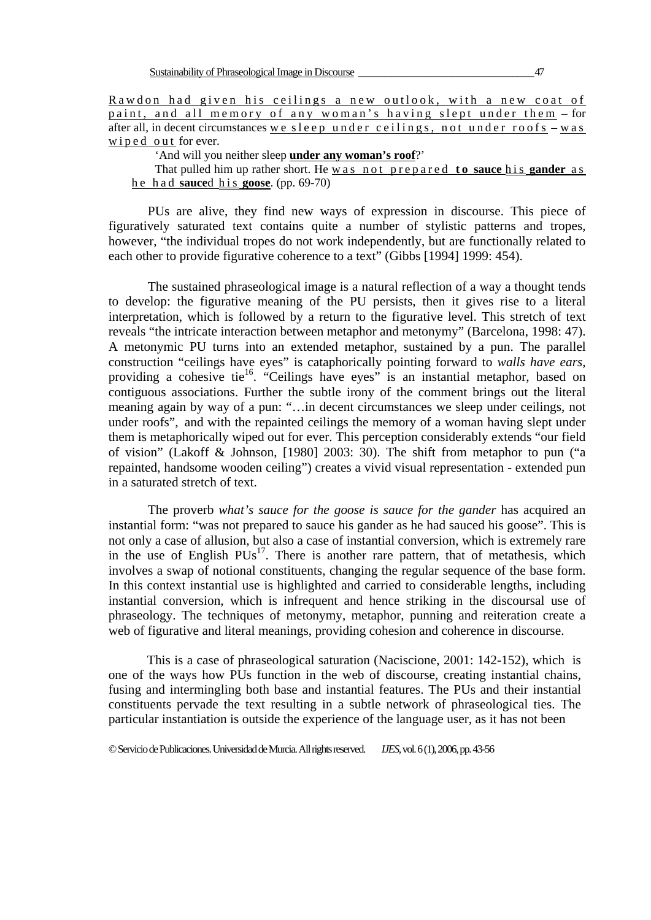Rawdon had given his ceilings a new outlook, with a new coat of paint, and all memory of any woman's having slept under them – for after all, in decent circumstances we sleep under ceilings, not under roofs – was wiped out for ever.

'And will you neither sleep **under any woman's roof**?'

That pulled him up rather short. He was not prepared **to sauce** his **gander** as he had **sauce**d his **goose**. (pp. 69-70)

PUs are alive, they find new ways of expression in discourse. This piece of figuratively saturated text contains quite a number of stylistic patterns and tropes, however, "the individual tropes do not work independently, but are functionally related to each other to provide figurative coherence to a text" (Gibbs [1994] 1999: 454).

The sustained phraseological image is a natural reflection of a way a thought tends to develop: the figurative meaning of the PU persists, then it gives rise to a literal interpretation, which is followed by a return to the figurative level. This stretch of text reveals "the intricate interaction between metaphor and metonymy" (Barcelona, 1998: 47). A metonymic PU turns into an extended metaphor, sustained by a pun. The parallel construction "ceilings have eyes" is cataphorically pointing forward to *walls have ears*, providing a cohesive tie[16]. "Ceilings have eyes" is an instantial metaphor, based on contiguous associations. Further the subtle irony of the comment brings out the literal meaning again by way of a pun: "…in decent circumstances we sleep under ceilings, not under roofs", and with the repainted ceilings the memory of a woman having slept under them is metaphorically wiped out for ever. This perception considerably extends "our field of vision" (Lakoff & Johnson, [1980] 2003: 30). The shift from metaphor to pun ("a repainted, handsome wooden ceiling") creates a vivid visual representation - extended pun in a saturated stretch of text.

The proverb *what's sauce for the goose is sauce for the gander* has acquired an instantial form: "was not prepared to sauce his gander as he had sauced his goose". This is not only a case of allusion, but also a case of instantial conversion, which is extremely rare in the use of English PUs[17]. There is another rare pattern, that of metathesis, which involves a swap of notional constituents, changing the regular sequence of the base form. In this context instantial use is highlighted and carried to considerable lengths, including instantial conversion, which is infrequent and hence striking in the discoursal use of phraseology. The techniques of metonymy, metaphor, punning and reiteration create a web of figurative and literal meanings, providing cohesion and coherence in discourse.

This is a case of phraseological saturation (Naciscione, 2001: 142-152), which is one of the ways how PUs function in the web of discourse, creating instantial chains, fusing and intermingling both base and instantial features. The PUs and their instantial constituents pervade the text resulting in a subtle network of phraseological ties. The particular instantiation is outside the experience of the language user, as it has not been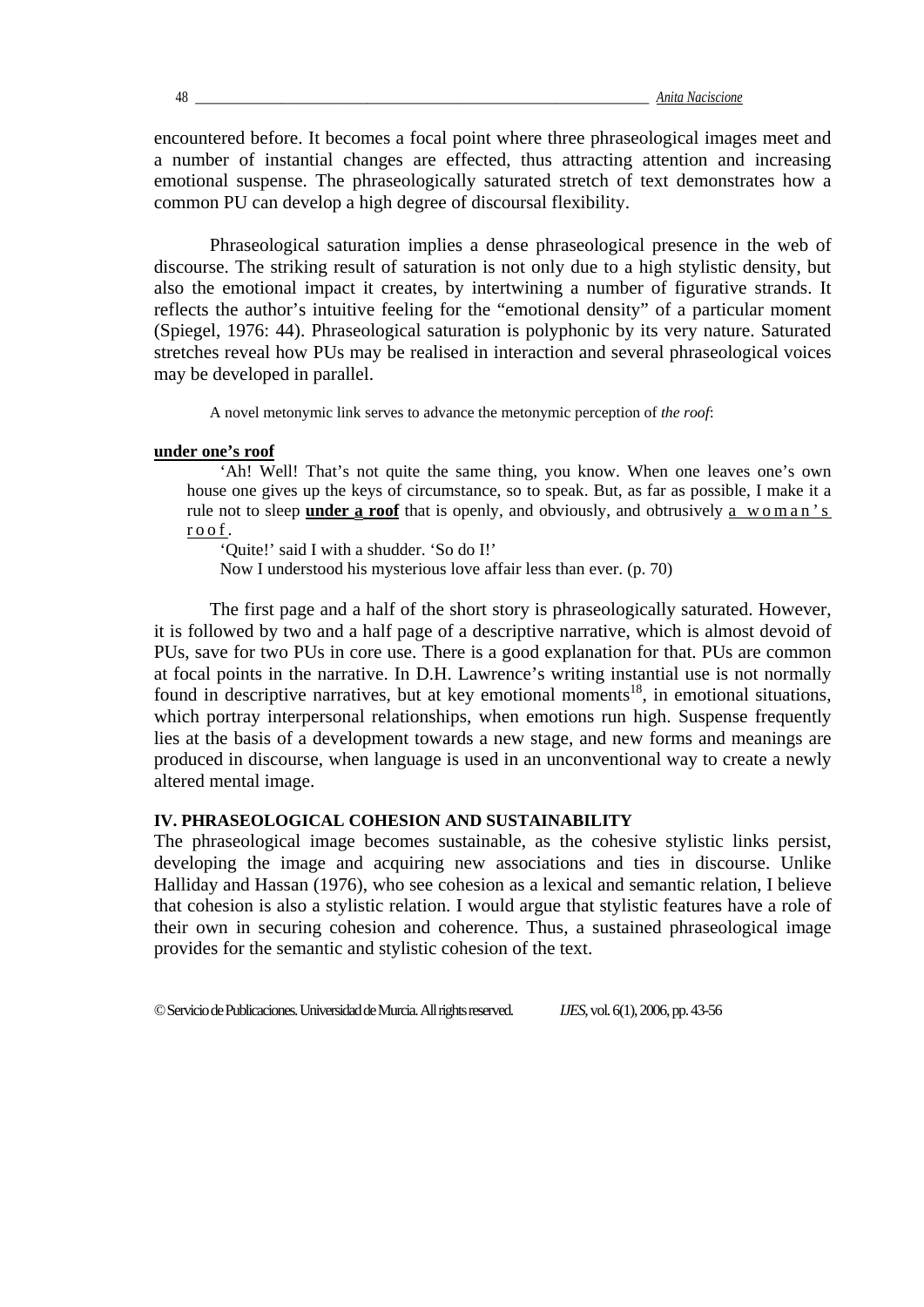encountered before. It becomes a focal point where three phraseological images meet and a number of instantial changes are effected, thus attracting attention and increasing emotional suspense. The phraseologically saturated stretch of text demonstrates how a common PU can develop a high degree of discoursal flexibility.

Phraseological saturation implies a dense phraseological presence in the web of discourse. The striking result of saturation is not only due to a high stylistic density, but also the emotional impact it creates, by intertwining a number of figurative strands. It reflects the author's intuitive feeling for the "emotional density" of a particular moment (Spiegel, 1976: 44). Phraseological saturation is polyphonic by its very nature. Saturated stretches reveal how PUs may be realised in interaction and several phraseological voices may be developed in parallel.

A novel metonymic link serves to advance the metonymic perception of *the roof*:

**under one's roof**

> 'Ah! Well! That's not quite the same thing, you know. When one leaves one's own house one gives up the keys of circumstance, so to speak. But, as far as possible, I make it a rule not to sleep **under a roof** that is openly, and obviously, and obtrusively a woman's roof.
>
> 'Quite!' said I with a shudder. 'So do I!'
>
> Now I understood his mysterious love affair less than ever. (p. 70)

The first page and a half of the short story is phraseologically saturated. However, it is followed by two and a half page of a descriptive narrative, which is almost devoid of PUs, save for two PUs in core use. There is a good explanation for that. PUs are common at focal points in the narrative. In D.H. Lawrence's writing instantial use is not normally found in descriptive narratives, but at key emotional moments[18], in emotional situations, which portray interpersonal relationships, when emotions run high. Suspense frequently lies at the basis of a development towards a new stage, and new forms and meanings are produced in discourse, when language is used in an unconventional way to create a newly altered mental image.

## IV. PHRASEOLOGICAL COHESION AND SUSTAINABILITY

The phraseological image becomes sustainable, as the cohesive stylistic links persist, developing the image and acquiring new associations and ties in discourse. Unlike Halliday and Hassan (1976), who see cohesion as a lexical and semantic relation, I believe that cohesion is also a stylistic relation. I would argue that stylistic features have a role of their own in securing cohesion and coherence. Thus, a sustained phraseological image provides for the semantic and stylistic cohesion of the text.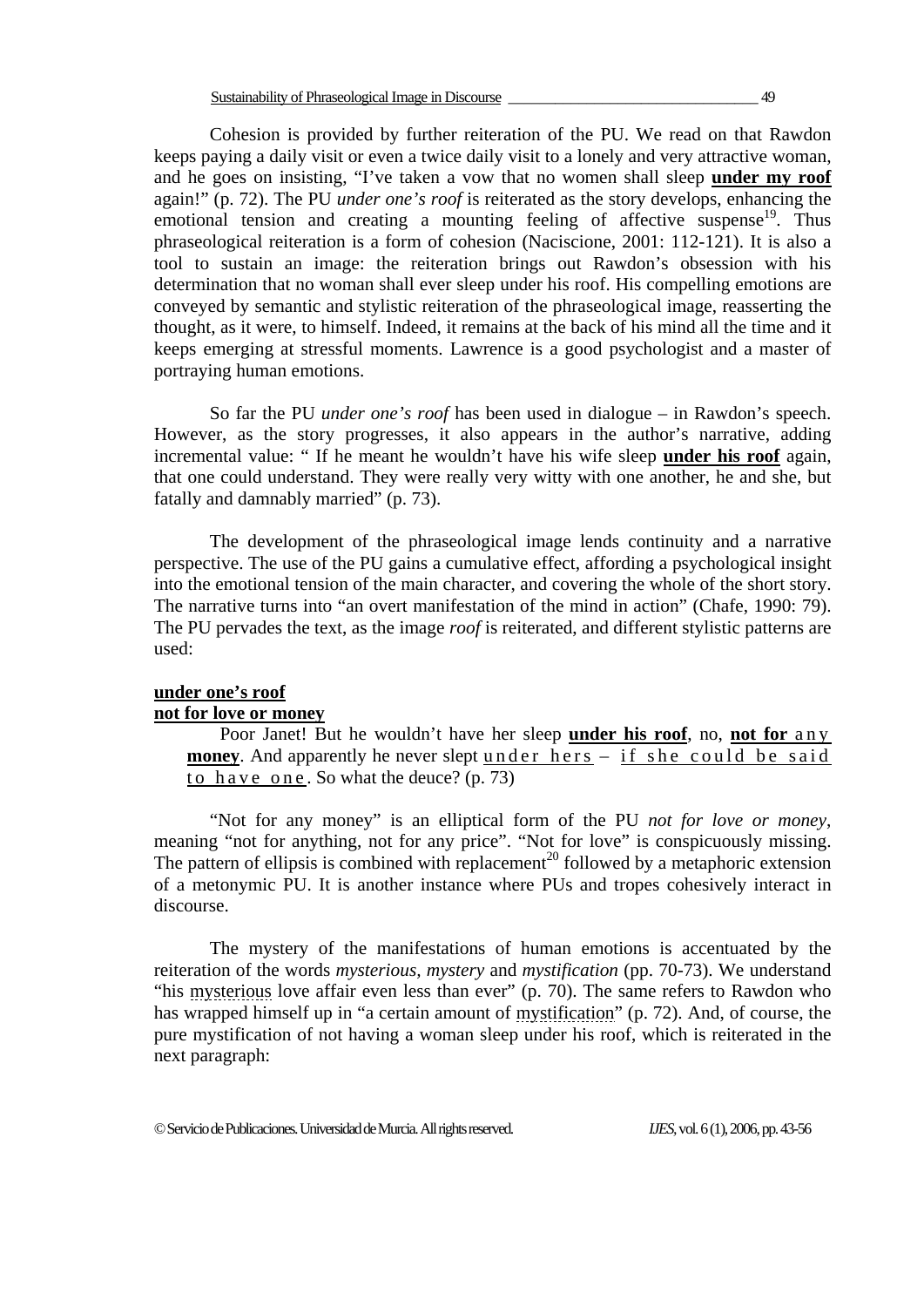Cohesion is provided by further reiteration of the PU. We read on that Rawdon keeps paying a daily visit or even a twice daily visit to a lonely and very attractive woman, and he goes on insisting, "I've taken a vow that no women shall sleep **under my roof** again!" (p. 72). The PU *under one's roof* is reiterated as the story develops, enhancing the emotional tension and creating a mounting feeling of affective suspense[19]. Thus phraseological reiteration is a form of cohesion (Naciscione, 2001: 112-121). It is also a tool to sustain an image: the reiteration brings out Rawdon's obsession with his determination that no woman shall ever sleep under his roof. His compelling emotions are conveyed by semantic and stylistic reiteration of the phraseological image, reasserting the thought, as it were, to himself. Indeed, it remains at the back of his mind all the time and it keeps emerging at stressful moments. Lawrence is a good psychologist and a master of portraying human emotions.

So far the PU *under one's roof* has been used in dialogue – in Rawdon's speech. However, as the story progresses, it also appears in the author's narrative, adding incremental value: " If he meant he wouldn't have his wife sleep **under his roof** again, that one could understand. They were really very witty with one another, he and she, but fatally and damnably married" (p. 73).

The development of the phraseological image lends continuity and a narrative perspective. The use of the PU gains a cumulative effect, affording a psychological insight into the emotional tension of the main character, and covering the whole of the short story. The narrative turns into "an overt manifestation of the mind in action" (Chafe, 1990: 79). The PU pervades the text, as the image *roof* is reiterated, and different stylistic patterns are used:

**under one's roof**
**not for love or money**

> Poor Janet! But he wouldn't have her sleep **under his roof**, no, **not for** a n y **money**. And apparently he never slept u n d e r  h e r s – i f  s h e  c o u l d  b e  s a i d  t o  h a v e  o n e. So what the deuce? (p. 73)

"Not for any money" is an elliptical form of the PU *not for love or money*, meaning "not for anything, not for any price". "Not for love" is conspicuously missing. The pattern of ellipsis is combined with replacement[20] followed by a metaphoric extension of a metonymic PU. It is another instance where PUs and tropes cohesively interact in discourse.

The mystery of the manifestations of human emotions is accentuated by the reiteration of the words *mysterious, mystery* and *mystification* (pp. 70-73). We understand "his mysterious love affair even less than ever" (p. 70). The same refers to Rawdon who has wrapped himself up in "a certain amount of mystification" (p. 72). And, of course, the pure mystification of not having a woman sleep under his roof, which is reiterated in the next paragraph: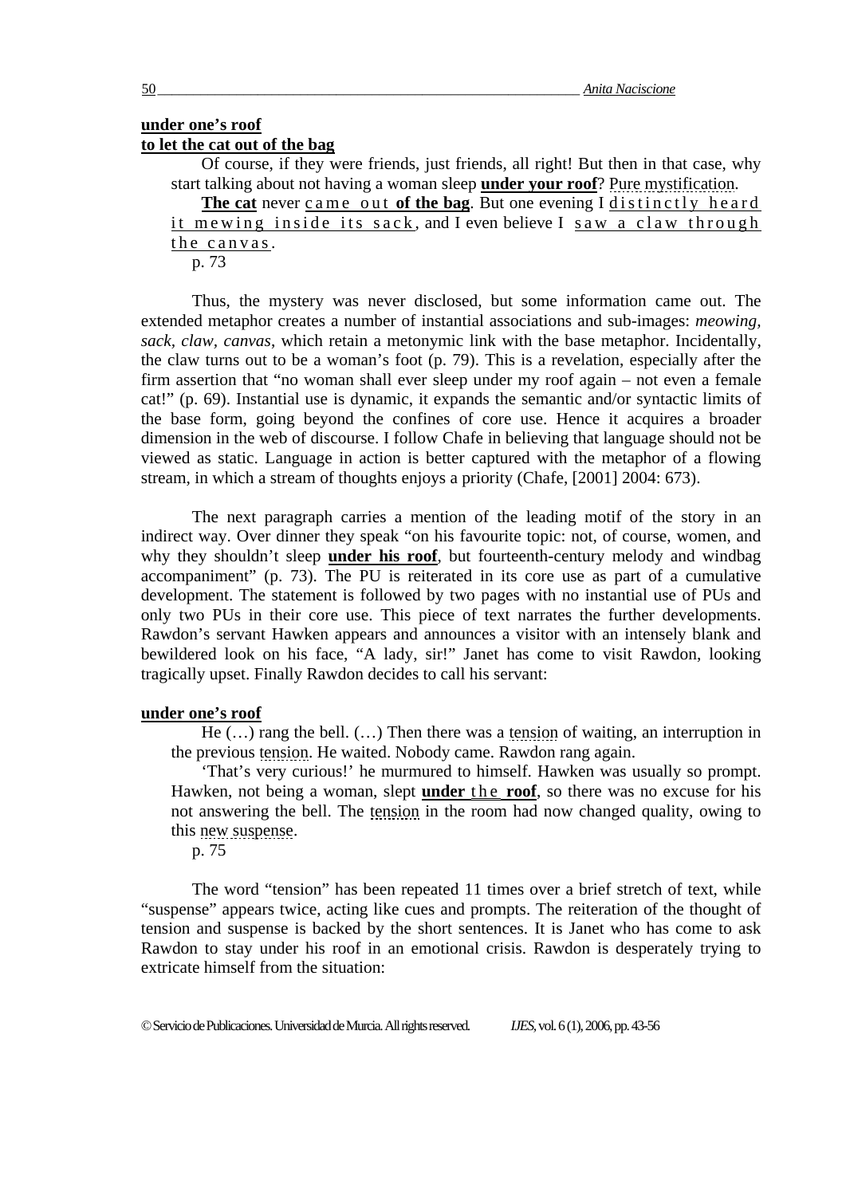**under one's roof**
**to let the cat out of the bag**

> Of course, if they were friends, just friends, all right! But then in that case, why start talking about not having a woman sleep **under your roof**? Pure mystification.
>
> **The cat** never came out **of the bag**. But one evening I distinctly heard it mewing inside its sack, and I even believe I saw a claw through the canvas.
>
> p. 73

Thus, the mystery was never disclosed, but some information came out. The extended metaphor creates a number of instantial associations and sub-images: *meowing, sack, claw, canvas*, which retain a metonymic link with the base metaphor. Incidentally, the claw turns out to be a woman's foot (p. 79). This is a revelation, especially after the firm assertion that "no woman shall ever sleep under my roof again – not even a female cat!" (p. 69). Instantial use is dynamic, it expands the semantic and/or syntactic limits of the base form, going beyond the confines of core use. Hence it acquires a broader dimension in the web of discourse. I follow Chafe in believing that language should not be viewed as static. Language in action is better captured with the metaphor of a flowing stream, in which a stream of thoughts enjoys a priority (Chafe, [2001] 2004: 673).

The next paragraph carries a mention of the leading motif of the story in an indirect way. Over dinner they speak "on his favourite topic: not, of course, women, and why they shouldn't sleep **under his roof**, but fourteenth-century melody and windbag accompaniment" (p. 73). The PU is reiterated in its core use as part of a cumulative development. The statement is followed by two pages with no instantial use of PUs and only two PUs in their core use. This piece of text narrates the further developments. Rawdon's servant Hawken appears and announces a visitor with an intensely blank and bewildered look on his face, "A lady, sir!" Janet has come to visit Rawdon, looking tragically upset. Finally Rawdon decides to call his servant:

**under one's roof**

> He (…) rang the bell. (…) Then there was a tension of waiting, an interruption in the previous tension. He waited. Nobody came. Rawdon rang again.
>
> 'That's very curious!' he murmured to himself. Hawken was usually so prompt. Hawken, not being a woman, slept **under** the **roof**, so there was no excuse for his not answering the bell. The tension in the room had now changed quality, owing to this new suspense.
>
> p. 75

The word "tension" has been repeated 11 times over a brief stretch of text, while "suspense" appears twice, acting like cues and prompts. The reiteration of the thought of tension and suspense is backed by the short sentences. It is Janet who has come to ask Rawdon to stay under his roof in an emotional crisis. Rawdon is desperately trying to extricate himself from the situation: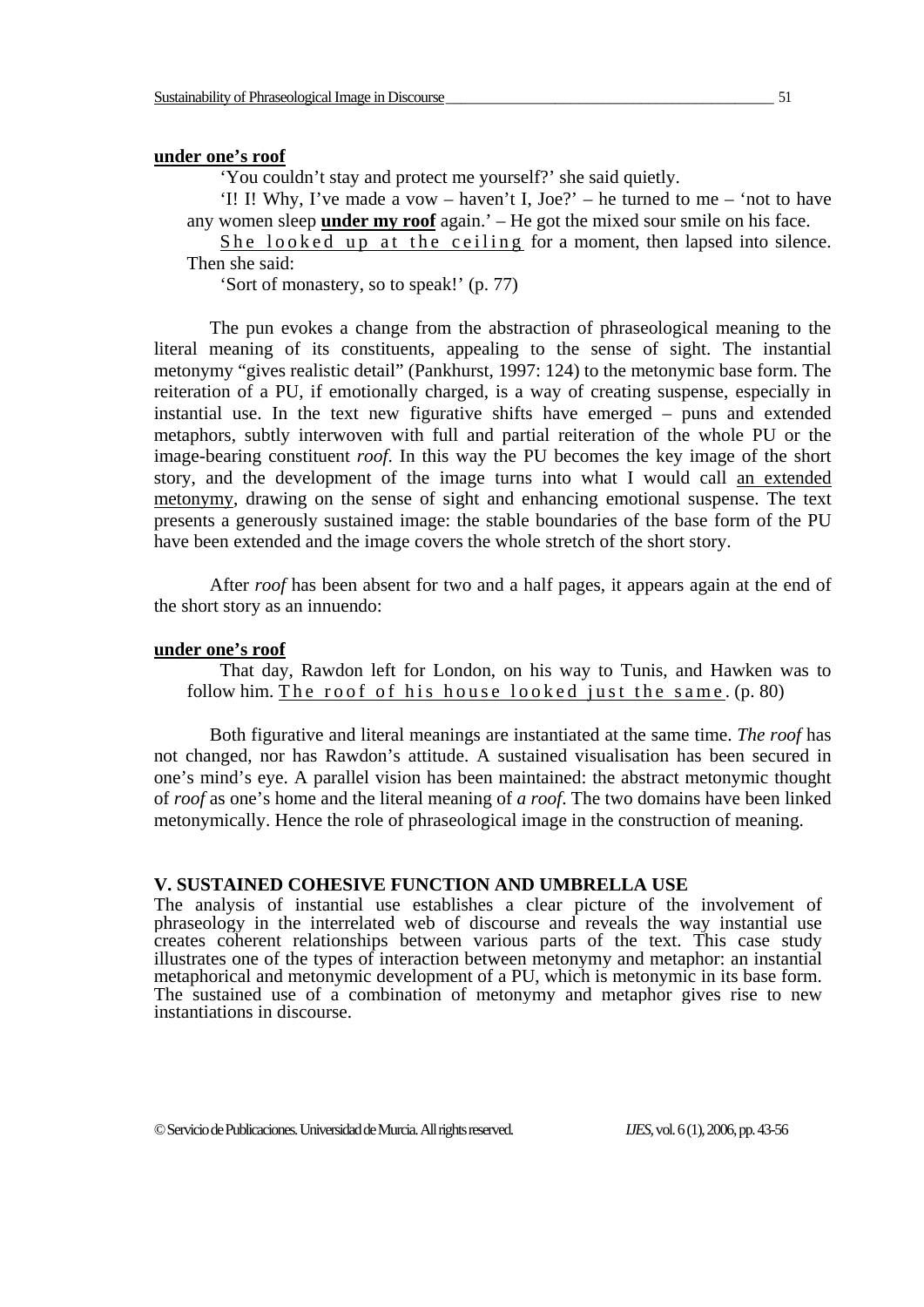**<u>under one's roof</u>**

'You couldn't stay and protect me yourself?' she said quietly.

'I! I! Why, I've made a vow – haven't I, Joe?' – he turned to me – 'not to have any women sleep **<u>under my roof</u>** again.' – He got the mixed sour smile on his face.

<u>She looked up at the ceiling</u> for a moment, then lapsed into silence. Then she said:

'Sort of monastery, so to speak!' (p. 77)

The pun evokes a change from the abstraction of phraseological meaning to the literal meaning of its constituents, appealing to the sense of sight. The instantial metonymy "gives realistic detail" (Pankhurst, 1997: 124) to the metonymic base form. The reiteration of a PU, if emotionally charged, is a way of creating suspense, especially in instantial use. In the text new figurative shifts have emerged – puns and extended metaphors, subtly interwoven with full and partial reiteration of the whole PU or the image-bearing constituent *roof*. In this way the PU becomes the key image of the short story, and the development of the image turns into what I would call <u>an extended metonymy</u>, drawing on the sense of sight and enhancing emotional suspense. The text presents a generously sustained image: the stable boundaries of the base form of the PU have been extended and the image covers the whole stretch of the short story.

After *roof* has been absent for two and a half pages, it appears again at the end of the short story as an innuendo:

**<u>under one's roof</u>**

That day, Rawdon left for London, on his way to Tunis, and Hawken was to follow him. <u>The roof of his house looked just the same</u>. (p. 80)

Both figurative and literal meanings are instantiated at the same time. *The roof* has not changed, nor has Rawdon's attitude. A sustained visualisation has been secured in one's mind's eye. A parallel vision has been maintained: the abstract metonymic thought of *roof* as one's home and the literal meaning of *a roof*. The two domains have been linked metonymically. Hence the role of phraseological image in the construction of meaning.

## V. SUSTAINED COHESIVE FUNCTION AND UMBRELLA USE

The analysis of instantial use establishes a clear picture of the involvement of phraseology in the interrelated web of discourse and reveals the way instantial use creates coherent relationships between various parts of the text. This case study illustrates one of the types of interaction between metonymy and metaphor: an instantial metaphorical and metonymic development of a PU, which is metonymic in its base form. The sustained use of a combination of metonymy and metaphor gives rise to new instantiations in discourse.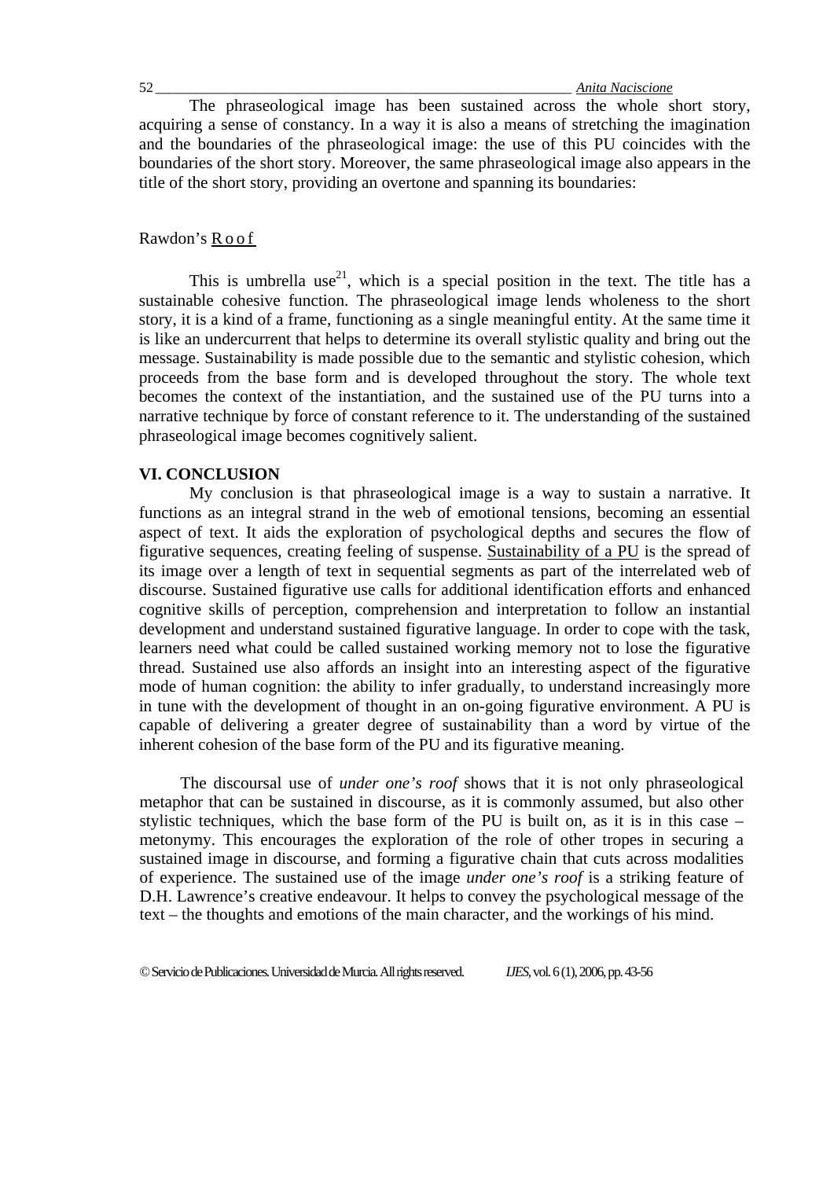The phraseological image has been sustained across the whole short story, acquiring a sense of constancy. In a way it is also a means of stretching the imagination and the boundaries of the phraseological image: the use of this PU coincides with the boundaries of the short story. Moreover, the same phraseological image also appears in the title of the short story, providing an overtone and spanning its boundaries:

Rawdon's <u>R o o f</u>

This is umbrella use[21], which is a special position in the text. The title has a sustainable cohesive function. The phraseological image lends wholeness to the short story, it is a kind of a frame, functioning as a single meaningful entity. At the same time it is like an undercurrent that helps to determine its overall stylistic quality and bring out the message. Sustainability is made possible due to the semantic and stylistic cohesion, which proceeds from the base form and is developed throughout the story. The whole text becomes the context of the instantiation, and the sustained use of the PU turns into a narrative technique by force of constant reference to it. The understanding of the sustained phraseological image becomes cognitively salient.

## VI. CONCLUSION

My conclusion is that phraseological image is a way to sustain a narrative. It functions as an integral strand in the web of emotional tensions, becoming an essential aspect of text. It aids the exploration of psychological depths and secures the flow of figurative sequences, creating feeling of suspense. <u>Sustainability of a PU</u> is the spread of its image over a length of text in sequential segments as part of the interrelated web of discourse. Sustained figurative use calls for additional identification efforts and enhanced cognitive skills of perception, comprehension and interpretation to follow an instantial development and understand sustained figurative language. In order to cope with the task, learners need what could be called sustained working memory not to lose the figurative thread. Sustained use also affords an insight into an interesting aspect of the figurative mode of human cognition: the ability to infer gradually, to understand increasingly more in tune with the development of thought in an on-going figurative environment. A PU is capable of delivering a greater degree of sustainability than a word by virtue of the inherent cohesion of the base form of the PU and its figurative meaning.

The discoursal use of *under one's roof* shows that it is not only phraseological metaphor that can be sustained in discourse, as it is commonly assumed, but also other stylistic techniques, which the base form of the PU is built on, as it is in this case – metonymy. This encourages the exploration of the role of other tropes in securing a sustained image in discourse, and forming a figurative chain that cuts across modalities of experience. The sustained use of the image *under one's roof* is a striking feature of D.H. Lawrence's creative endeavour. It helps to convey the psychological message of the text – the thoughts and emotions of the main character, and the workings of his mind.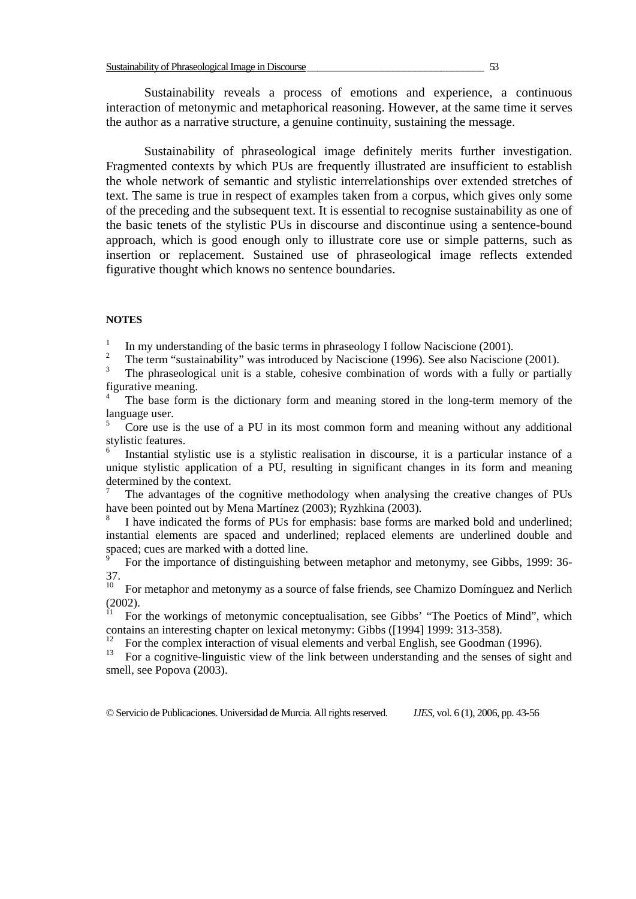Sustainability reveals a process of emotions and experience, a continuous interaction of metonymic and metaphorical reasoning. However, at the same time it serves the author as a narrative structure, a genuine continuity, sustaining the message.

Sustainability of phraseological image definitely merits further investigation. Fragmented contexts by which PUs are frequently illustrated are insufficient to establish the whole network of semantic and stylistic interrelationships over extended stretches of text. The same is true in respect of examples taken from a corpus, which gives only some of the preceding and the subsequent text. It is essential to recognise sustainability as one of the basic tenets of the stylistic PUs in discourse and discontinue using a sentence-bound approach, which is good enough only to illustrate core use or simple patterns, such as insertion or replacement. Sustained use of phraseological image reflects extended figurative thought which knows no sentence boundaries.

## NOTES

[1] In my understanding of the basic terms in phraseology I follow Naciscione (2001).

[2] The term "sustainability" was introduced by Naciscione (1996). See also Naciscione (2001).

[3] The phraseological unit is a stable, cohesive combination of words with a fully or partially figurative meaning.

[4] The base form is the dictionary form and meaning stored in the long-term memory of the language user.

[5] Core use is the use of a PU in its most common form and meaning without any additional stylistic features.

[6] Instantial stylistic use is a stylistic realisation in discourse, it is a particular instance of a unique stylistic application of a PU, resulting in significant changes in its form and meaning determined by the context.

[7] The advantages of the cognitive methodology when analysing the creative changes of PUs have been pointed out by Mena Martínez (2003); Ryzhkina (2003).

[8] I have indicated the forms of PUs for emphasis: base forms are marked bold and underlined; instantial elements are spaced and underlined; replaced elements are underlined double and spaced; cues are marked with a dotted line.

[9] For the importance of distinguishing between metaphor and metonymy, see Gibbs, 1999: 36-37.

[10] For metaphor and metonymy as a source of false friends, see Chamizo Domínguez and Nerlich (2002).

[11] For the workings of metonymic conceptualisation, see Gibbs' "The Poetics of Mind", which contains an interesting chapter on lexical metonymy: Gibbs ([1994] 1999: 313-358).

[12] For the complex interaction of visual elements and verbal English, see Goodman (1996).

[13] For a cognitive-linguistic view of the link between understanding and the senses of sight and smell, see Popova (2003).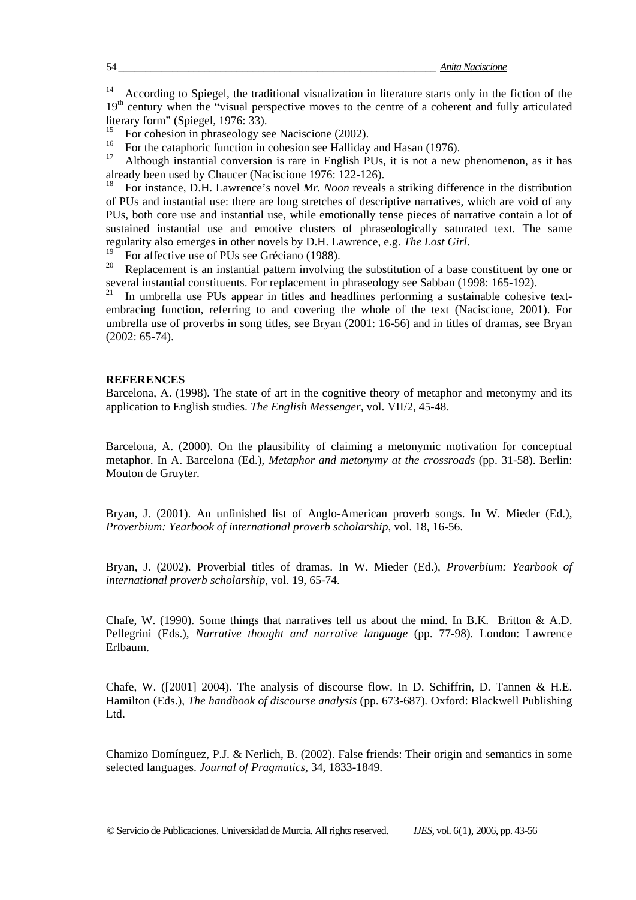[14] According to Spiegel, the traditional visualization in literature starts only in the fiction of the 19th century when the "visual perspective moves to the centre of a coherent and fully articulated literary form" (Spiegel, 1976: 33).

[15] For cohesion in phraseology see Naciscione (2002).

[16] For the cataphoric function in cohesion see Halliday and Hasan (1976).

[17] Although instantial conversion is rare in English PUs, it is not a new phenomenon, as it has already been used by Chaucer (Naciscione 1976: 122-126).

[18] For instance, D.H. Lawrence's novel *Mr. Noon* reveals a striking difference in the distribution of PUs and instantial use: there are long stretches of descriptive narratives, which are void of any PUs, both core use and instantial use, while emotionally tense pieces of narrative contain a lot of sustained instantial use and emotive clusters of phraseologically saturated text. The same regularity also emerges in other novels by D.H. Lawrence, e.g. *The Lost Girl*.

[19] For affective use of PUs see Gréciano (1988).

[20] Replacement is an instantial pattern involving the substitution of a base constituent by one or several instantial constituents. For replacement in phraseology see Sabban (1998: 165-192).

[21] In umbrella use PUs appear in titles and headlines performing a sustainable cohesive text-embracing function, referring to and covering the whole of the text (Naciscione, 2001). For umbrella use of proverbs in song titles, see Bryan (2001: 16-56) and in titles of dramas, see Bryan (2002: 65-74).

**REFERENCES**

Barcelona, A. (1998). The state of art in the cognitive theory of metaphor and metonymy and its application to English studies. *The English Messenger*, vol. VII/2, 45-48.

Barcelona, A. (2000). On the plausibility of claiming a metonymic motivation for conceptual metaphor. In A. Barcelona (Ed.), *Metaphor and metonymy at the crossroads* (pp. 31-58). Berlin: Mouton de Gruyter.

Bryan, J. (2001). An unfinished list of Anglo-American proverb songs. In W. Mieder (Ed.), *Proverbium: Yearbook of international proverb scholarship*, vol. 18, 16-56.

Bryan, J. (2002). Proverbial titles of dramas. In W. Mieder (Ed.), *Proverbium: Yearbook of international proverb scholarship*, vol. 19, 65-74.

Chafe, W. (1990). Some things that narratives tell us about the mind. In B.K. Britton & A.D. Pellegrini (Eds.), *Narrative thought and narrative language* (pp. 77-98). London: Lawrence Erlbaum.

Chafe, W. ([2001] 2004). The analysis of discourse flow. In D. Schiffrin, D. Tannen & H.E. Hamilton (Eds.), *The handbook of discourse analysis* (pp. 673-687). Oxford: Blackwell Publishing Ltd.

Chamizo Domínguez, P.J. & Nerlich, B. (2002). False friends: Their origin and semantics in some selected languages. *Journal of Pragmatics*, 34, 1833-1849.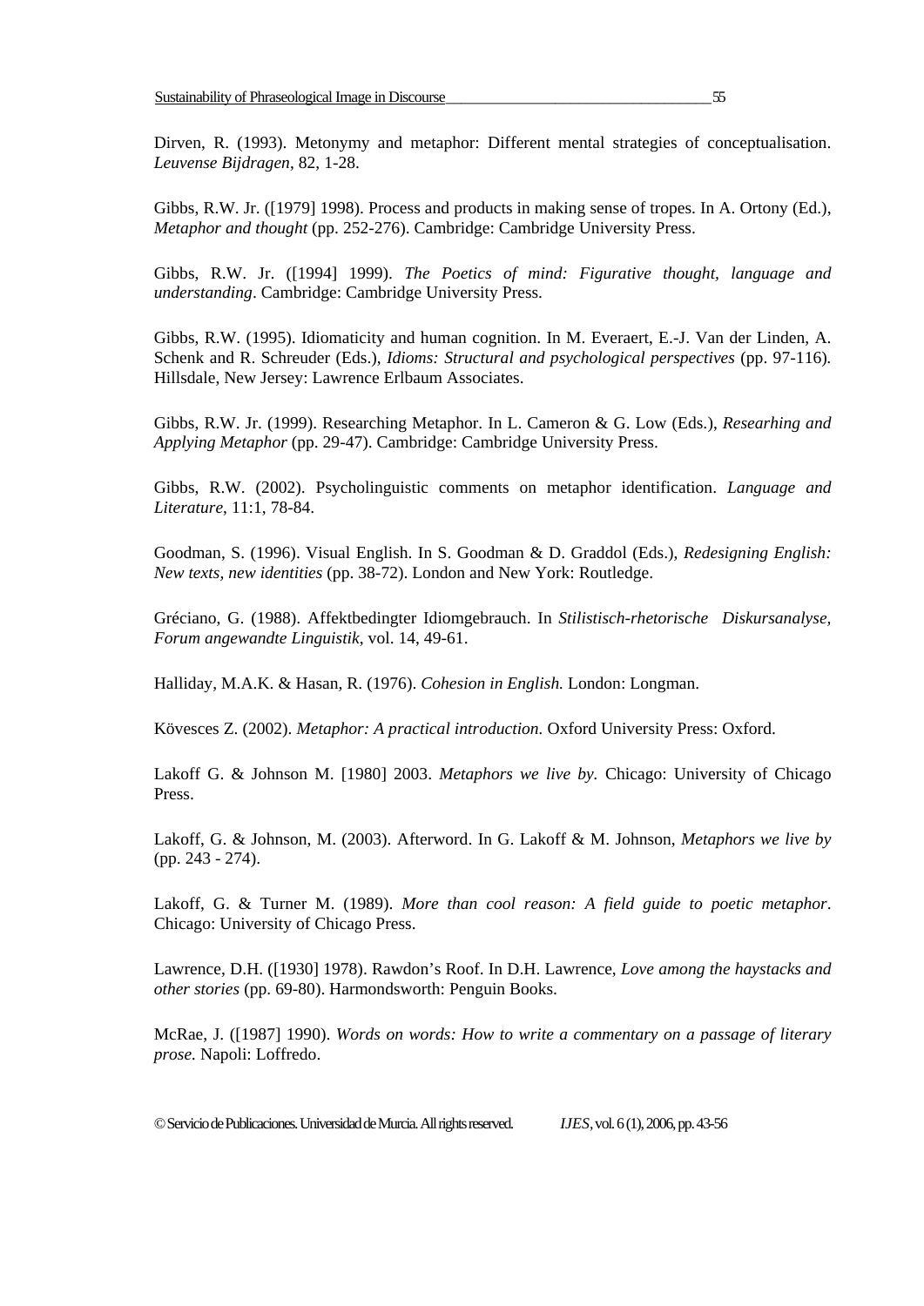Dirven, R. (1993). Metonymy and metaphor: Different mental strategies of conceptualisation. *Leuvense Bijdragen*, 82, 1-28.

Gibbs, R.W. Jr. ([1979] 1998). Process and products in making sense of tropes. In A. Ortony (Ed.), *Metaphor and thought* (pp. 252-276). Cambridge: Cambridge University Press.

Gibbs, R.W. Jr. ([1994] 1999). *The Poetics of mind: Figurative thought, language and understanding*. Cambridge: Cambridge University Press.

Gibbs, R.W. (1995). Idiomaticity and human cognition. In M. Everaert, E.-J. Van der Linden, A. Schenk and R. Schreuder (Eds.), *Idioms: Structural and psychological perspectives* (pp. 97-116). Hillsdale, New Jersey: Lawrence Erlbaum Associates.

Gibbs, R.W. Jr. (1999). Researching Metaphor. In L. Cameron & G. Low (Eds.), *Researhing and Applying Metaphor* (pp. 29-47). Cambridge: Cambridge University Press.

Gibbs, R.W. (2002). Psycholinguistic comments on metaphor identification. *Language and Literature*, 11:1, 78-84.

Goodman, S. (1996). Visual English. In S. Goodman & D. Graddol (Eds.), *Redesigning English: New texts, new identities* (pp. 38-72). London and New York: Routledge.

Gréciano, G. (1988). Affektbedingter Idiomgebrauch. In *Stilistisch-rhetorische Diskursanalyse, Forum angewandte Linguistik*, vol. 14, 49-61.

Halliday, M.A.K. & Hasan, R. (1976). *Cohesion in English.* London: Longman.

Kövesces Z. (2002). *Metaphor: A practical introduction.* Oxford University Press: Oxford.

Lakoff G. & Johnson M. [1980] 2003. *Metaphors we live by.* Chicago: University of Chicago Press.

Lakoff, G. & Johnson, M. (2003). Afterword. In G. Lakoff & M. Johnson, *Metaphors we live by* (pp. 243 - 274).

Lakoff, G. & Turner M. (1989). *More than cool reason: A field guide to poetic metaphor*. Chicago: University of Chicago Press.

Lawrence, D.H. ([1930] 1978). Rawdon's Roof. In D.H. Lawrence, *Love among the haystacks and other stories* (pp. 69-80). Harmondsworth: Penguin Books.

McRae, J. ([1987] 1990). *Words on words: How to write a commentary on a passage of literary prose.* Napoli: Loffredo.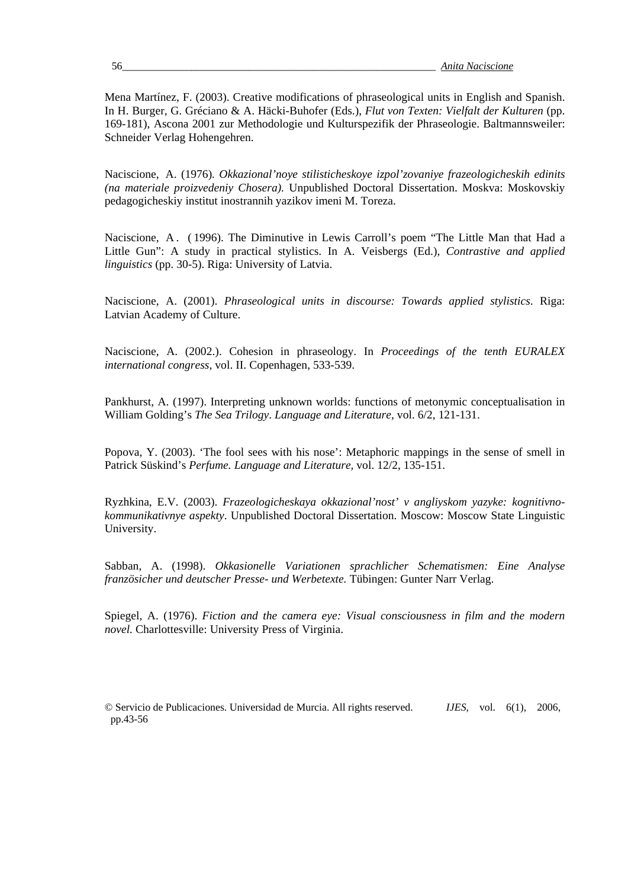Mena Martínez, F. (2003). Creative modifications of phraseological units in English and Spanish. In H. Burger, G. Gréciano & A. Häcki-Buhofer (Eds.), *Flut von Texten: Vielfalt der Kulturen* (pp. 169-181), Ascona 2001 zur Methodologie und Kulturspezifik der Phraseologie. Baltmannsweiler: Schneider Verlag Hohengehren.

Naciscione, A. (1976). *Okkazional'noye stilisticheskoye izpol'zovaniye frazeologicheskih edinits (na materiale proizvedeniy Chosera).* Unpublished Doctoral Dissertation. Moskva: Moskovskiy pedagogicheskiy institut inostrannih yazikov imeni M. Toreza.

Naciscione, A. (1996). The Diminutive in Lewis Carroll's poem "The Little Man that Had a Little Gun": A study in practical stylistics. In A. Veisbergs (Ed.), *Contrastive and applied linguistics* (pp. 30-5). Riga: University of Latvia.

Naciscione, A. (2001). *Phraseological units in discourse: Towards applied stylistics*. Riga: Latvian Academy of Culture.

Naciscione, A. (2002.). Cohesion in phraseology. In *Proceedings of the tenth EURALEX international congress*, vol. II. Copenhagen, 533-539.

Pankhurst, A. (1997). Interpreting unknown worlds: functions of metonymic conceptualisation in William Golding's *The Sea Trilogy*. *Language and Literature*, vol. 6/2, 121-131.

Popova, Y. (2003). 'The fool sees with his nose': Metaphoric mappings in the sense of smell in Patrick Süskind's *Perfume. Language and Literature,* vol. 12/2, 135-151.

Ryzhkina, E.V. (2003). *Frazeologicheskaya okkazional'nost' v angliyskom yazyke: kognitivno-kommunikativnye aspekty*. Unpublished Doctoral Dissertation. Moscow: Moscow State Linguistic University.

Sabban, A. (1998). *Okkasionelle Variationen sprachlicher Schematismen: Eine Analyse französicher und deutscher Presse- und Werbetexte.* Tübingen: Gunter Narr Verlag.

Spiegel, A. (1976). *Fiction and the camera eye: Visual consciousness in film and the modern novel.* Charlottesville: University Press of Virginia.